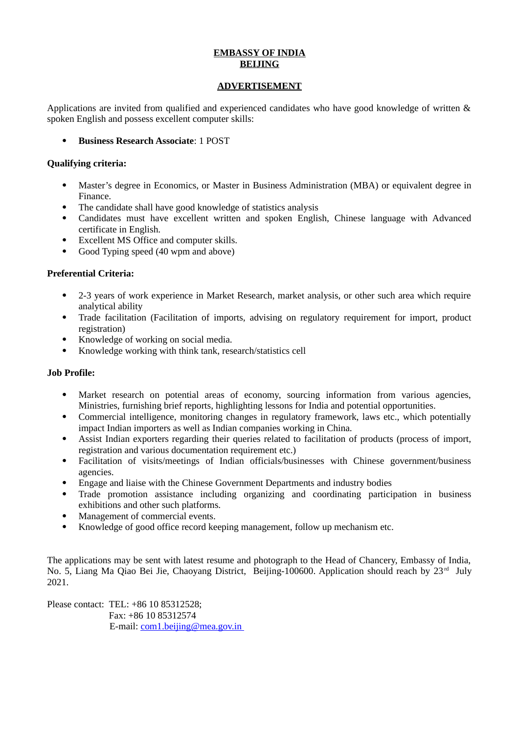# EMBASSY OF INDIA
# BEIJING

## ADVERTISEMENT

Applications are invited from qualified and experienced candidates who have good knowledge of written & spoken English and possess excellent computer skills:

- **Business Research Associate**: 1 POST

**Qualifying criteria:**

- Master's degree in Economics, or Master in Business Administration (MBA) or equivalent degree in Finance.
- The candidate shall have good knowledge of statistics analysis
- Candidates must have excellent written and spoken English, Chinese language with Advanced certificate in English.
- Excellent MS Office and computer skills.
- Good Typing speed (40 wpm and above)

**Preferential Criteria:**

- 2-3 years of work experience in Market Research, market analysis, or other such area which require analytical ability
- Trade facilitation (Facilitation of imports, advising on regulatory requirement for import, product registration)
- Knowledge of working on social media.
- Knowledge working with think tank, research/statistics cell

**Job Profile:**

- Market research on potential areas of economy, sourcing information from various agencies, Ministries, furnishing brief reports, highlighting lessons for India and potential opportunities.
- Commercial intelligence, monitoring changes in regulatory framework, laws etc., which potentially impact Indian importers as well as Indian companies working in China.
- Assist Indian exporters regarding their queries related to facilitation of products (process of import, registration and various documentation requirement etc.)
- Facilitation of visits/meetings of Indian officials/businesses with Chinese government/business agencies.
- Engage and liaise with the Chinese Government Departments and industry bodies
- Trade promotion assistance including organizing and coordinating participation in business exhibitions and other such platforms.
- Management of commercial events.
- Knowledge of good office record keeping management, follow up mechanism etc.

The applications may be sent with latest resume and photograph to the Head of Chancery, Embassy of India, No. 5, Liang Ma Qiao Bei Jie, Chaoyang District, Beijing-100600. Application should reach by 23rd July 2021.

Please contact: TEL: +86 10 85312528;
Fax: +86 10 85312574
E-mail: com1.beijing@mea.gov.in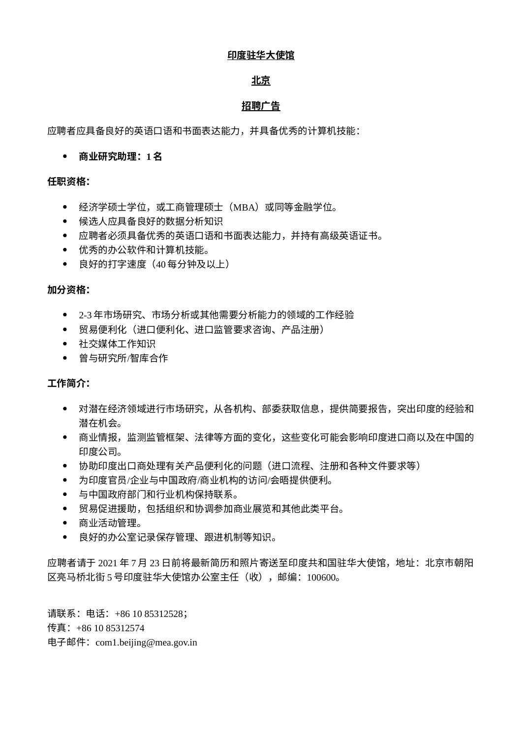**印度驻华大使馆**

**北京**

**招聘广告**

应聘者应具备良好的英语口语和书面表达能力，并具备优秀的计算机技能：

- **商业研究助理：1 名**

**任职资格：**

- 经济学硕士学位，或工商管理硕士（MBA）或同等金融学位。
- 候选人应具备良好的数据分析知识
- 应聘者必须具备优秀的英语口语和书面表达能力，并持有高级英语证书。
- 优秀的办公软件和计算机技能。
- 良好的打字速度（40 每分钟及以上）

**加分资格：**

- 2-3 年市场研究、市场分析或其他需要分析能力的领域的工作经验
- 贸易便利化（进口便利化、进口监管要求咨询、产品注册）
- 社交媒体工作知识
- 曾与研究所/智库合作

**工作简介：**

- 对潜在经济领域进行市场研究，从各机构、部委获取信息，提供简要报告，突出印度的经验和潜在机会。
- 商业情报，监测监管框架、法律等方面的变化，这些变化可能会影响印度进口商以及在中国的印度公司。
- 协助印度出口商处理有关产品便利化的问题（进口流程、注册和各种文件要求等）
- 为印度官员/企业与中国政府/商业机构的访问/会晤提供便利。
- 与中国政府部门和行业机构保持联系。
- 贸易促进援助，包括组织和协调参加商业展览和其他此类平台。
- 商业活动管理。
- 良好的办公室记录保存管理、跟进机制等知识。

应聘者请于 2021 年 7 月 23 日前将最新简历和照片寄送至印度共和国驻华大使馆，地址：北京市朝阳区亮马桥北街 5 号印度驻华大使馆办公室主任（收），邮编：100600。

请联系：电话：+86 10 85312528；
传真：+86 10 85312574
电子邮件：com1.beijing@mea.gov.in